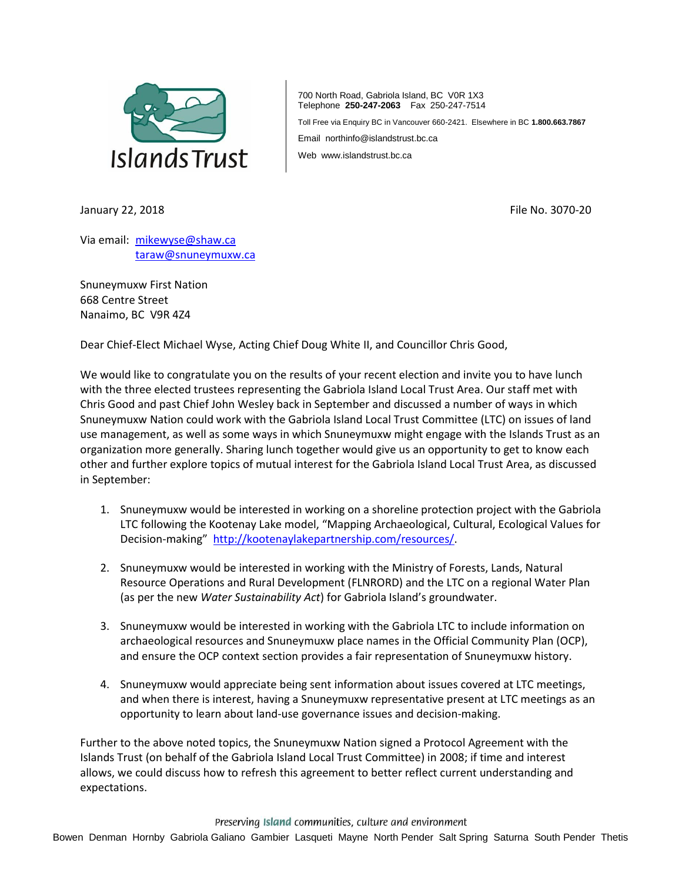Islands Trust

700 North Road, Gabriola Island, BC V0R 1X3
Telephone **250-247-2063** Fax 250-247-7514

Toll Free via Enquiry BC in Vancouver 660-2421. Elsewhere in BC **1.800.663.7867**

Email northinfo@islandstrust.bc.ca

Web www.islandstrust.bc.ca

January 22, 2018

File No. 3070-20

Via email: mikewyse@shaw.ca
taraw@snuneymuxw.ca

Snuneymuxw First Nation
668 Centre Street
Nanaimo, BC V9R 4Z4

Dear Chief-Elect Michael Wyse, Acting Chief Doug White II, and Councillor Chris Good,

We would like to congratulate you on the results of your recent election and invite you to have lunch with the three elected trustees representing the Gabriola Island Local Trust Area. Our staff met with Chris Good and past Chief John Wesley back in September and discussed a number of ways in which Snuneymuxw Nation could work with the Gabriola Island Local Trust Committee (LTC) on issues of land use management, as well as some ways in which Snuneymuxw might engage with the Islands Trust as an organization more generally. Sharing lunch together would give us an opportunity to get to know each other and further explore topics of mutual interest for the Gabriola Island Local Trust Area, as discussed in September:

1. Snuneymuxw would be interested in working on a shoreline protection project with the Gabriola LTC following the Kootenay Lake model, "Mapping Archaeological, Cultural, Ecological Values for Decision-making" http://kootenaylakepartnership.com/resources/.

2. Snuneymuxw would be interested in working with the Ministry of Forests, Lands, Natural Resource Operations and Rural Development (FLNRORD) and the LTC on a regional Water Plan (as per the new *Water Sustainability Act*) for Gabriola Island's groundwater.

3. Snuneymuxw would be interested in working with the Gabriola LTC to include information on archaeological resources and Snuneymuxw place names in the Official Community Plan (OCP), and ensure the OCP context section provides a fair representation of Snuneymuxw history.

4. Snuneymuxw would appreciate being sent information about issues covered at LTC meetings, and when there is interest, having a Snuneymuxw representative present at LTC meetings as an opportunity to learn about land-use governance issues and decision-making.

Further to the above noted topics, the Snuneymuxw Nation signed a Protocol Agreement with the Islands Trust (on behalf of the Gabriola Island Local Trust Committee) in 2008; if time and interest allows, we could discuss how to refresh this agreement to better reflect current understanding and expectations.

Preserving Island communities, culture and environment

Bowen Denman Hornby Gabriola Galiano Gambier Lasqueti Mayne North Pender Salt Spring Saturna South Pender Thetis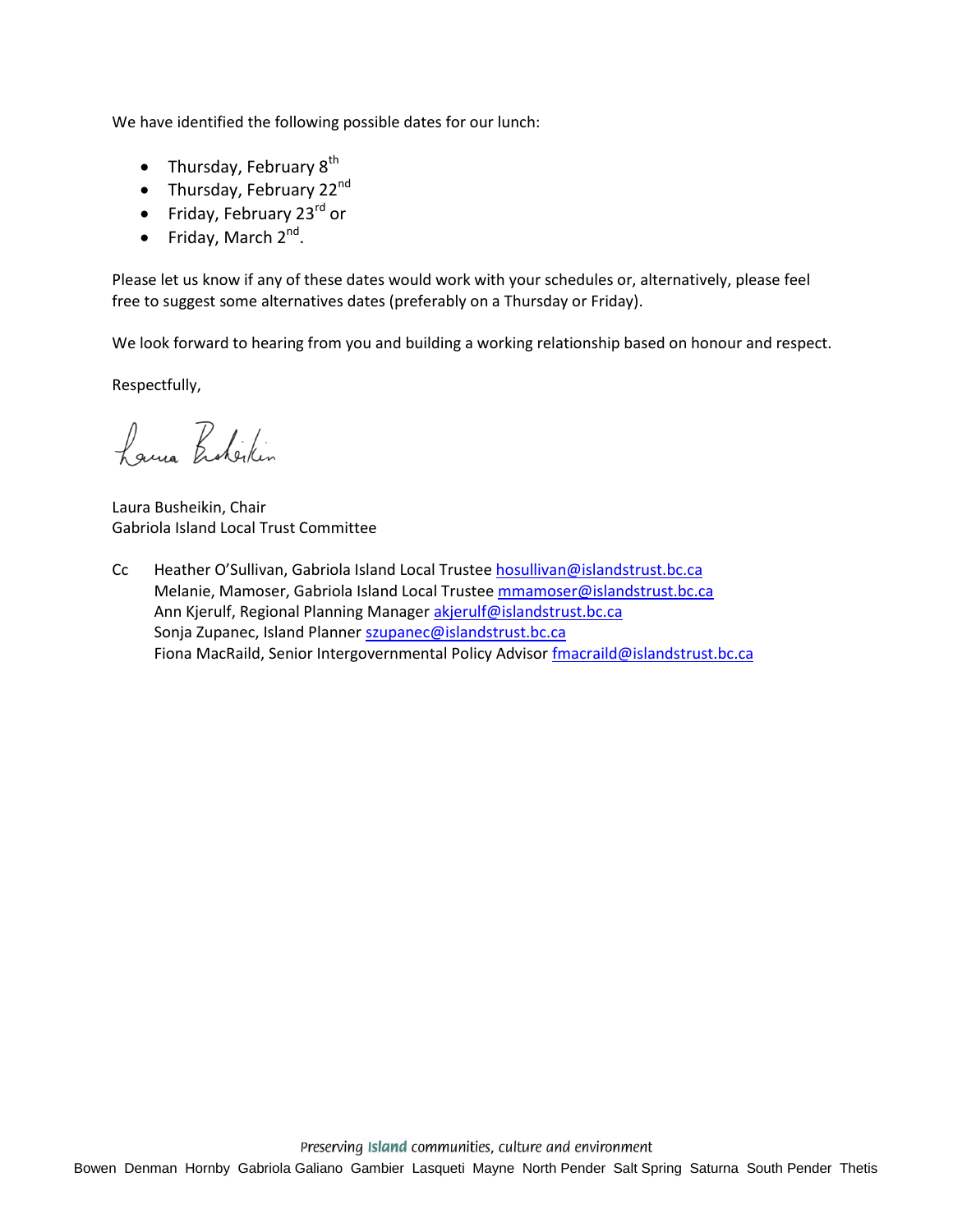We have identified the following possible dates for our lunch:

- Thursday, February 8th
- Thursday, February 22nd
- Friday, February 23rd or
- Friday, March 2nd.

Please let us know if any of these dates would work with your schedules or, alternatively, please feel free to suggest some alternatives dates (preferably on a Thursday or Friday).

We look forward to hearing from you and building a working relationship based on honour and respect.

Respectfully,

Laura Busheikin

Laura Busheikin, Chair
Gabriola Island Local Trust Committee

Cc Heather O'Sullivan, Gabriola Island Local Trustee hosullivan@islandstrust.bc.ca
Melanie, Mamoser, Gabriola Island Local Trustee mmamoser@islandstrust.bc.ca
Ann Kjerulf, Regional Planning Manager akjerulf@islandstrust.bc.ca
Sonja Zupanec, Island Planner szupanec@islandstrust.bc.ca
Fiona MacRaild, Senior Intergovernmental Policy Advisor fmacraild@islandstrust.bc.ca